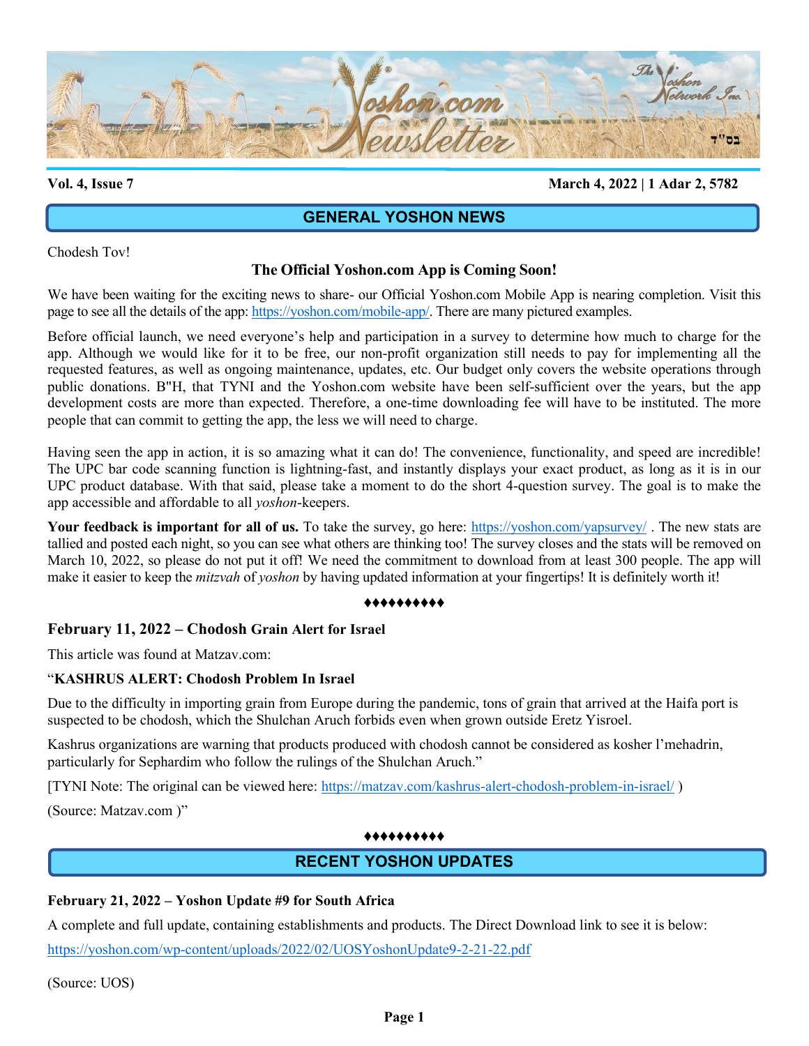# Yoshon.com Newsletter

**Vol. 4, Issue 7** **March 4, 2022 | 1 Adar 2, 5782**

## GENERAL YOSHON NEWS

Chodesh Tov!

### The Official Yoshon.com App is Coming Soon!

We have been waiting for the exciting news to share- our Official Yoshon.com Mobile App is nearing completion. Visit this page to see all the details of the app: https://yoshon.com/mobile-app/. There are many pictured examples.

Before official launch, we need everyone's help and participation in a survey to determine how much to charge for the app. Although we would like for it to be free, our non-profit organization still needs to pay for implementing all the requested features, as well as ongoing maintenance, updates, etc. Our budget only covers the website operations through public donations. B"H, that TYNI and the Yoshon.com website have been self-sufficient over the years, but the app development costs are more than expected. Therefore, a one-time downloading fee will have to be instituted. The more people that can commit to getting the app, the less we will need to charge.

Having seen the app in action, it is so amazing what it can do! The convenience, functionality, and speed are incredible! The UPC bar code scanning function is lightning-fast, and instantly displays your exact product, as long as it is in our UPC product database. With that said, please take a moment to do the short 4-question survey. The goal is to make the app accessible and affordable to all *yoshon*-keepers.

**Your feedback is important for all of us.** To take the survey, go here: https://yoshon.com/yapsurvey/ . The new stats are tallied and posted each night, so you can see what others are thinking too! The survey closes and the stats will be removed on March 10, 2022, so please do not put it off! We need the commitment to download from at least 300 people. The app will make it easier to keep the *mitzvah* of *yoshon* by having updated information at your fingertips! It is definitely worth it!

♦♦♦♦♦♦♦♦♦♦

### February 11, 2022 – Chodosh Grain Alert for Israel

This article was found at Matzav.com:

"**KASHRUS ALERT: Chodosh Problem In Israel**

Due to the difficulty in importing grain from Europe during the pandemic, tons of grain that arrived at the Haifa port is suspected to be chodosh, which the Shulchan Aruch forbids even when grown outside Eretz Yisroel.

Kashrus organizations are warning that products produced with chodosh cannot be considered as kosher l'mehadrin, particularly for Sephardim who follow the rulings of the Shulchan Aruch."

[TYNI Note: The original can be viewed here: https://matzav.com/kashrus-alert-chodosh-problem-in-israel/ )

(Source: Matzav.com )"

♦♦♦♦♦♦♦♦♦♦

## RECENT YOSHON UPDATES

### February 21, 2022 – Yoshon Update #9 for South Africa

A complete and full update, containing establishments and products. The Direct Download link to see it is below:

https://yoshon.com/wp-content/uploads/2022/02/UOSYoshonUpdate9-2-21-22.pdf

(Source: UOS)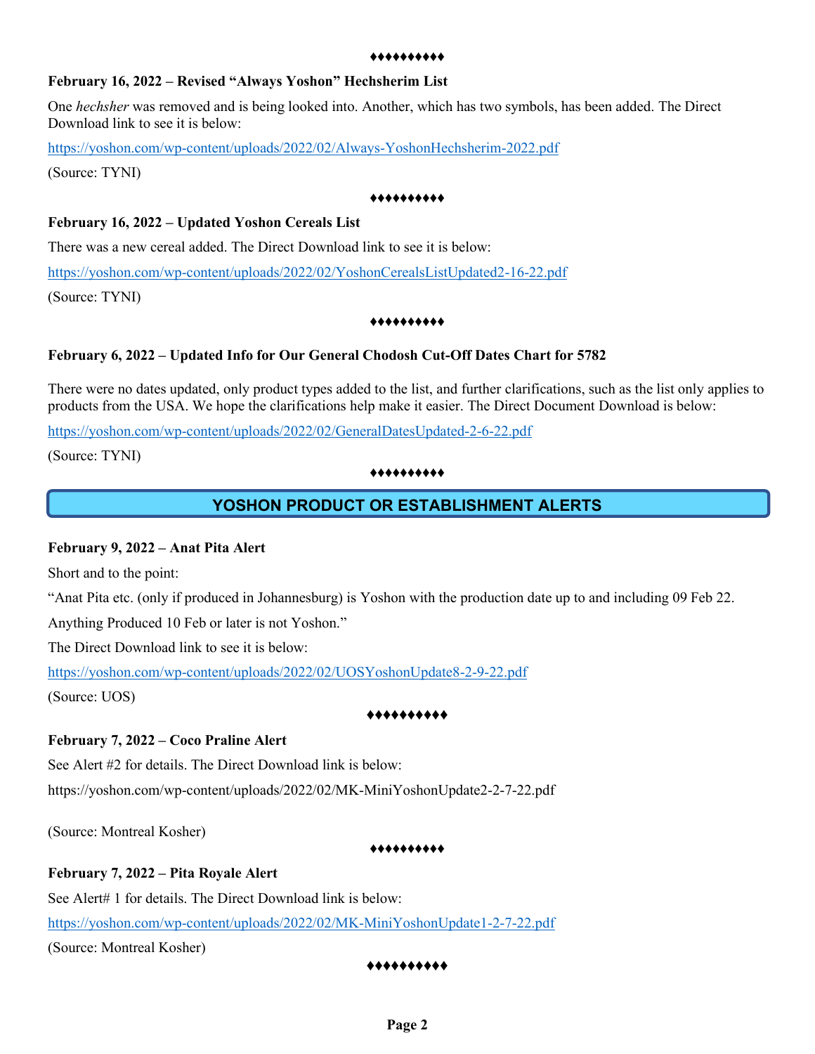♦♦♦♦♦♦♦♦♦♦

**February 16, 2022 – Revised "Always Yoshon" Hechsherim List**

One *hechsher* was removed and is being looked into. Another, which has two symbols, has been added. The Direct Download link to see it is below:

https://yoshon.com/wp-content/uploads/2022/02/Always-YoshonHechsherim-2022.pdf

(Source: TYNI)

♦♦♦♦♦♦♦♦♦♦

**February 16, 2022 – Updated Yoshon Cereals List**

There was a new cereal added. The Direct Download link to see it is below:

https://yoshon.com/wp-content/uploads/2022/02/YoshonCerealsListUpdated2-16-22.pdf

(Source: TYNI)

♦♦♦♦♦♦♦♦♦♦

**February 6, 2022 – Updated Info for Our General Chodosh Cut-Off Dates Chart for 5782**

There were no dates updated, only product types added to the list, and further clarifications, such as the list only applies to products from the USA. We hope the clarifications help make it easier. The Direct Document Download is below:

https://yoshon.com/wp-content/uploads/2022/02/GeneralDatesUpdated-2-6-22.pdf

(Source: TYNI)

♦♦♦♦♦♦♦♦♦♦

## YOSHON PRODUCT OR ESTABLISHMENT ALERTS

**February 9, 2022 – Anat Pita Alert**

Short and to the point:

"Anat Pita etc. (only if produced in Johannesburg) is Yoshon with the production date up to and including 09 Feb 22.

Anything Produced 10 Feb or later is not Yoshon."

The Direct Download link to see it is below:

https://yoshon.com/wp-content/uploads/2022/02/UOSYoshonUpdate8-2-9-22.pdf

(Source: UOS)

♦♦♦♦♦♦♦♦♦♦

**February 7, 2022 – Coco Praline Alert**

See Alert #2 for details. The Direct Download link is below:

https://yoshon.com/wp-content/uploads/2022/02/MK-MiniYoshonUpdate2-2-7-22.pdf

(Source: Montreal Kosher)

♦♦♦♦♦♦♦♦♦♦

**February 7, 2022 – Pita Royale Alert**

See Alert# 1 for details. The Direct Download link is below:

https://yoshon.com/wp-content/uploads/2022/02/MK-MiniYoshonUpdate1-2-7-22.pdf

(Source: Montreal Kosher)

♦♦♦♦♦♦♦♦♦♦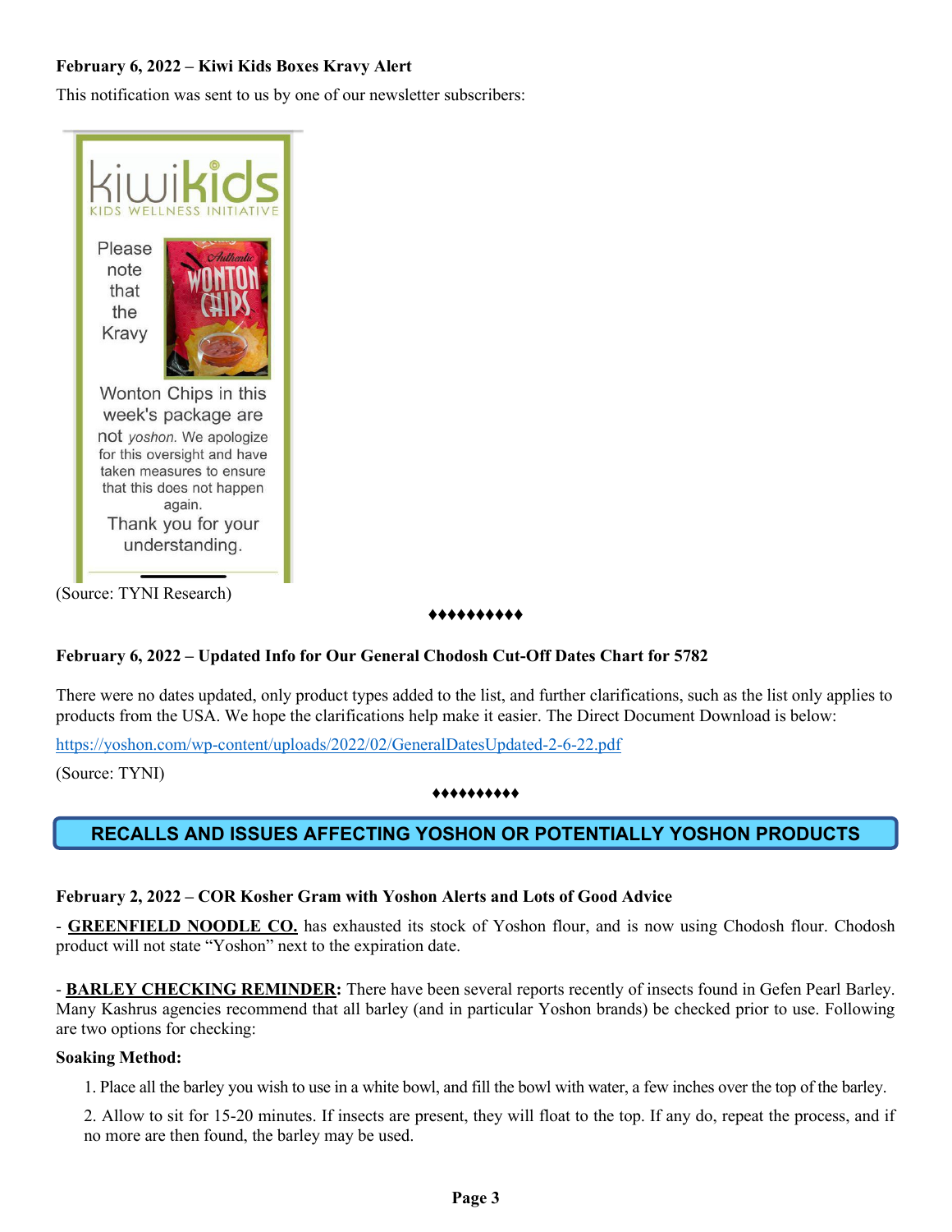**February 6, 2022 – Kiwi Kids Boxes Kravy Alert**

This notification was sent to us by one of our newsletter subscribers:

kiwikids
KIDS WELLNESS INITIATIVE

Please note that the Kravy Wonton Chips in this week's package are not *yoshon.* We apologize for this oversight and have taken measures to ensure that this does not happen again.

Thank you for your understanding.

(Source: TYNI Research)

♦♦♦♦♦♦♦♦♦♦

**February 6, 2022 – Updated Info for Our General Chodosh Cut-Off Dates Chart for 5782**

There were no dates updated, only product types added to the list, and further clarifications, such as the list only applies to products from the USA. We hope the clarifications help make it easier. The Direct Document Download is below:

https://yoshon.com/wp-content/uploads/2022/02/GeneralDatesUpdated-2-6-22.pdf

(Source: TYNI)

♦♦♦♦♦♦♦♦♦♦

## RECALLS AND ISSUES AFFECTING YOSHON OR POTENTIALLY YOSHON PRODUCTS

**February 2, 2022 – COR Kosher Gram with Yoshon Alerts and Lots of Good Advice**

- **GREENFIELD NOODLE CO.** has exhausted its stock of Yoshon flour, and is now using Chodosh flour. Chodosh product will not state "Yoshon" next to the expiration date.

- **BARLEY CHECKING REMINDER:** There have been several reports recently of insects found in Gefen Pearl Barley. Many Kashrus agencies recommend that all barley (and in particular Yoshon brands) be checked prior to use. Following are two options for checking:

**Soaking Method:**

1. Place all the barley you wish to use in a white bowl, and fill the bowl with water, a few inches over the top of the barley.
2. Allow to sit for 15-20 minutes. If insects are present, they will float to the top. If any do, repeat the process, and if no more are then found, the barley may be used.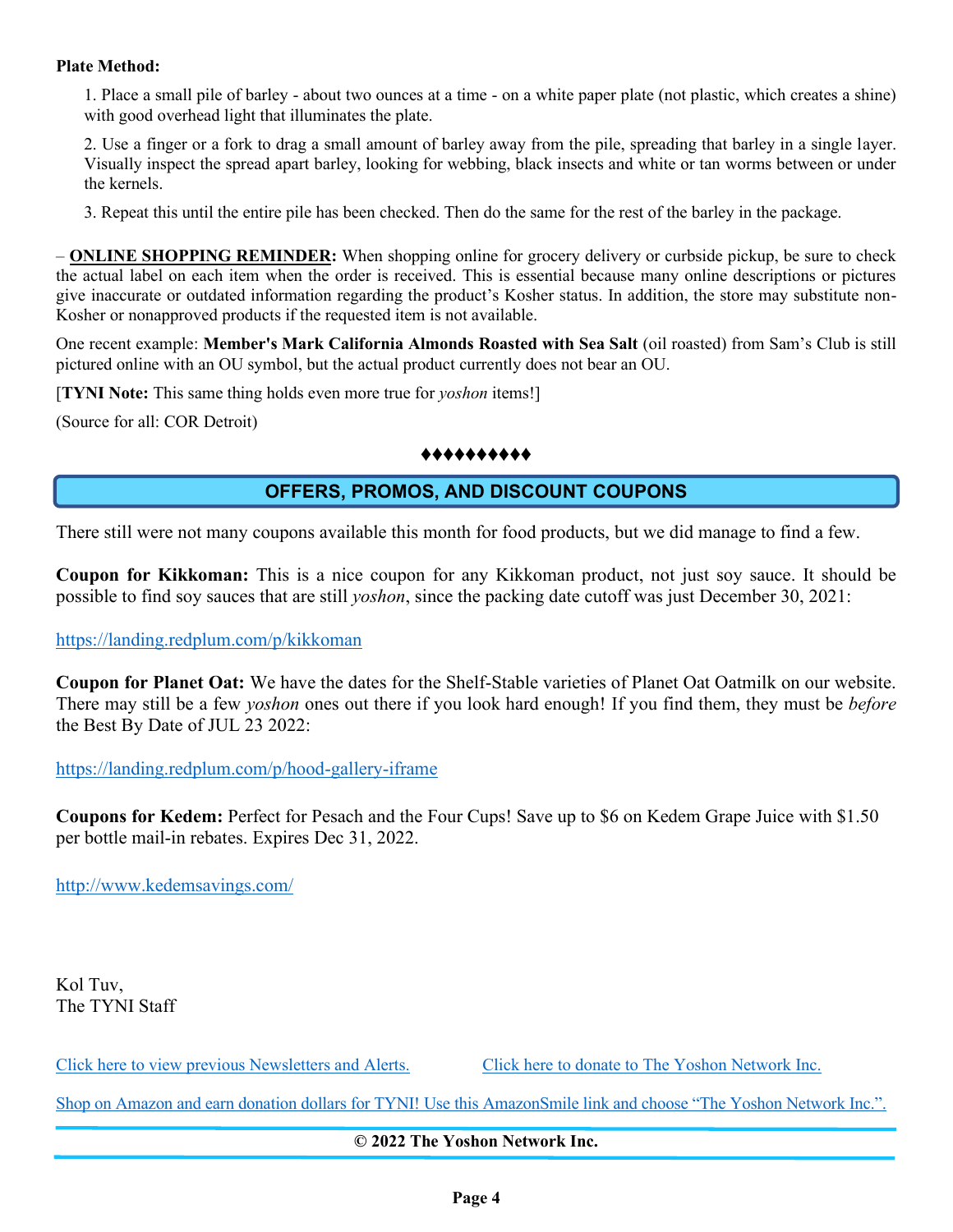**Plate Method:**

1. Place a small pile of barley - about two ounces at a time - on a white paper plate (not plastic, which creates a shine) with good overhead light that illuminates the plate.

2. Use a finger or a fork to drag a small amount of barley away from the pile, spreading that barley in a single layer. Visually inspect the spread apart barley, looking for webbing, black insects and white or tan worms between or under the kernels.

3. Repeat this until the entire pile has been checked. Then do the same for the rest of the barley in the package.

– **ONLINE SHOPPING REMINDER:** When shopping online for grocery delivery or curbside pickup, be sure to check the actual label on each item when the order is received. This is essential because many online descriptions or pictures give inaccurate or outdated information regarding the product's Kosher status. In addition, the store may substitute non-Kosher or nonapproved products if the requested item is not available.

One recent example: **Member's Mark California Almonds Roasted with Sea Salt** (oil roasted) from Sam's Club is still pictured online with an OU symbol, but the actual product currently does not bear an OU.

[**TYNI Note:** This same thing holds even more true for *yoshon* items!]

(Source for all: COR Detroit)

♦♦♦♦♦♦♦♦♦♦

## OFFERS, PROMOS, AND DISCOUNT COUPONS

There still were not many coupons available this month for food products, but we did manage to find a few.

**Coupon for Kikkoman:** This is a nice coupon for any Kikkoman product, not just soy sauce. It should be possible to find soy sauces that are still *yoshon*, since the packing date cutoff was just December 30, 2021:

https://landing.redplum.com/p/kikkoman

**Coupon for Planet Oat:** We have the dates for the Shelf-Stable varieties of Planet Oat Oatmilk on our website. There may still be a few *yoshon* ones out there if you look hard enough! If you find them, they must be *before* the Best By Date of JUL 23 2022:

https://landing.redplum.com/p/hood-gallery-iframe

**Coupons for Kedem:** Perfect for Pesach and the Four Cups! Save up to $6 on Kedem Grape Juice with $1.50 per bottle mail-in rebates. Expires Dec 31, 2022.

http://www.kedemsavings.com/

Kol Tuv,
The TYNI Staff

Click here to view previous Newsletters and Alerts. Click here to donate to The Yoshon Network Inc.

Shop on Amazon and earn donation dollars for TYNI! Use this AmazonSmile link and choose "The Yoshon Network Inc.".

**© 2022 The Yoshon Network Inc.**